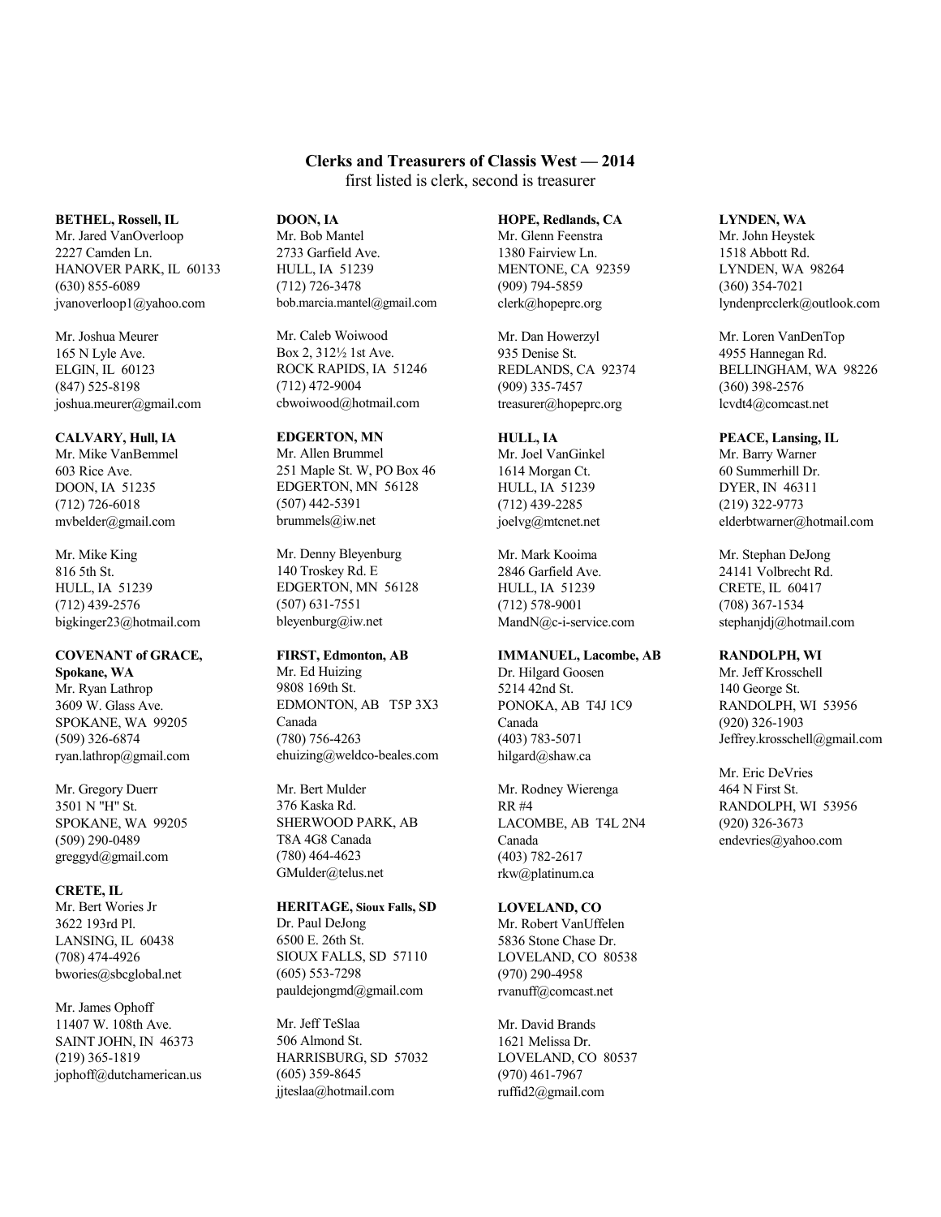# Clerks and Treasurers of Classis West — 2014

first listed is clerk, second is treasurer

**BETHEL, Rossell, IL**
Mr. Jared VanOverloop
2227 Camden Ln.
HANOVER PARK, IL 60133
(630) 855-6089
jvanoverloop1@yahoo.com

Mr. Joshua Meurer
165 N Lyle Ave.
ELGIN, IL 60123
(847) 525-8198
joshua.meurer@gmail.com

**CALVARY, Hull, IA**
Mr. Mike VanBemmel
603 Rice Ave.
DOON, IA 51235
(712) 726-6018
mvbelder@gmail.com

Mr. Mike King
816 5th St.
HULL, IA 51239
(712) 439-2576
bigkinger23@hotmail.com

**COVENANT of GRACE, Spokane, WA**
Mr. Ryan Lathrop
3609 W. Glass Ave.
SPOKANE, WA 99205
(509) 326-6874
ryan.lathrop@gmail.com

Mr. Gregory Duerr
3501 N "H" St.
SPOKANE, WA 99205
(509) 290-0489
greggyd@gmail.com

**CRETE, IL**
Mr. Bert Wories Jr
3622 193rd Pl.
LANSING, IL 60438
(708) 474-4926
bwories@sbcglobal.net

Mr. James Ophoff
11407 W. 108th Ave.
SAINT JOHN, IN 46373
(219) 365-1819
jophoff@dutchamerican.us

**DOON, IA**
Mr. Bob Mantel
2733 Garfield Ave.
HULL, IA 51239
(712) 726-3478
bob.marcia.mantel@gmail.com

Mr. Caleb Woiwood
Box 2, 312½ 1st Ave.
ROCK RAPIDS, IA 51246
(712) 472-9004
cbwoiwood@hotmail.com

**EDGERTON, MN**
Mr. Allen Brummel
251 Maple St. W, PO Box 46
EDGERTON, MN 56128
(507) 442-5391
brummels@iw.net

Mr. Denny Bleyenburg
140 Troskey Rd. E
EDGERTON, MN 56128
(507) 631-7551
bleyenburg@iw.net

**FIRST, Edmonton, AB**
Mr. Ed Huizing
9808 169th St.
EDMONTON, AB T5P 3X3
Canada
(780) 756-4263
ehuizing@weldco-beales.com

Mr. Bert Mulder
376 Kaska Rd.
SHERWOOD PARK, AB
T8A 4G8 Canada
(780) 464-4623
GMulder@telus.net

**HERITAGE, Sioux Falls, SD**
Dr. Paul DeJong
6500 E. 26th St.
SIOUX FALLS, SD 57110
(605) 553-7298
pauldejongmd@gmail.com

Mr. Jeff TeSlaa
506 Almond St.
HARRISBURG, SD 57032
(605) 359-8645
jjteslaa@hotmail.com

**HOPE, Redlands, CA**
Mr. Glenn Feenstra
1380 Fairview Ln.
MENTONE, CA 92359
(909) 794-5859
clerk@hopeprc.org

Mr. Dan Howerzyl
935 Denise St.
REDLANDS, CA 92374
(909) 335-7457
treasurer@hopeprc.org

**HULL, IA**
Mr. Joel VanGinkel
1614 Morgan Ct.
HULL, IA 51239
(712) 439-2285
joelvg@mtcnet.net

Mr. Mark Kooima
2846 Garfield Ave.
HULL, IA 51239
(712) 578-9001
MandN@c-i-service.com

**IMMANUEL, Lacombe, AB**
Dr. Hilgard Goosen
5214 42nd St.
PONOKA, AB T4J 1C9
Canada
(403) 783-5071
hilgard@shaw.ca

Mr. Rodney Wierenga
RR #4
LACOMBE, AB T4L 2N4
Canada
(403) 782-2617
rkw@platinum.ca

**LOVELAND, CO**
Mr. Robert VanUffelen
5836 Stone Chase Dr.
LOVELAND, CO 80538
(970) 290-4958
rvanuff@comcast.net

Mr. David Brands
1621 Melissa Dr.
LOVELAND, CO 80537
(970) 461-7967
ruffid2@gmail.com

**LYNDEN, WA**
Mr. John Heystek
1518 Abbott Rd.
LYNDEN, WA 98264
(360) 354-7021
lyndenprcclerk@outlook.com

Mr. Loren VanDenTop
4955 Hannegan Rd.
BELLINGHAM, WA 98226
(360) 398-2576
lcvdt4@comcast.net

**PEACE, Lansing, IL**
Mr. Barry Warner
60 Summerhill Dr.
DYER, IN 46311
(219) 322-9773
elderbtwarner@hotmail.com

Mr. Stephan DeJong
24141 Volbrecht Rd.
CRETE, IL 60417
(708) 367-1534
stephanjdj@hotmail.com

**RANDOLPH, WI**
Mr. Jeff Krosschell
140 George St.
RANDOLPH, WI 53956
(920) 326-1903
Jeffrey.krosschell@gmail.com

Mr. Eric DeVries
464 N First St.
RANDOLPH, WI 53956
(920) 326-3673
endevries@yahoo.com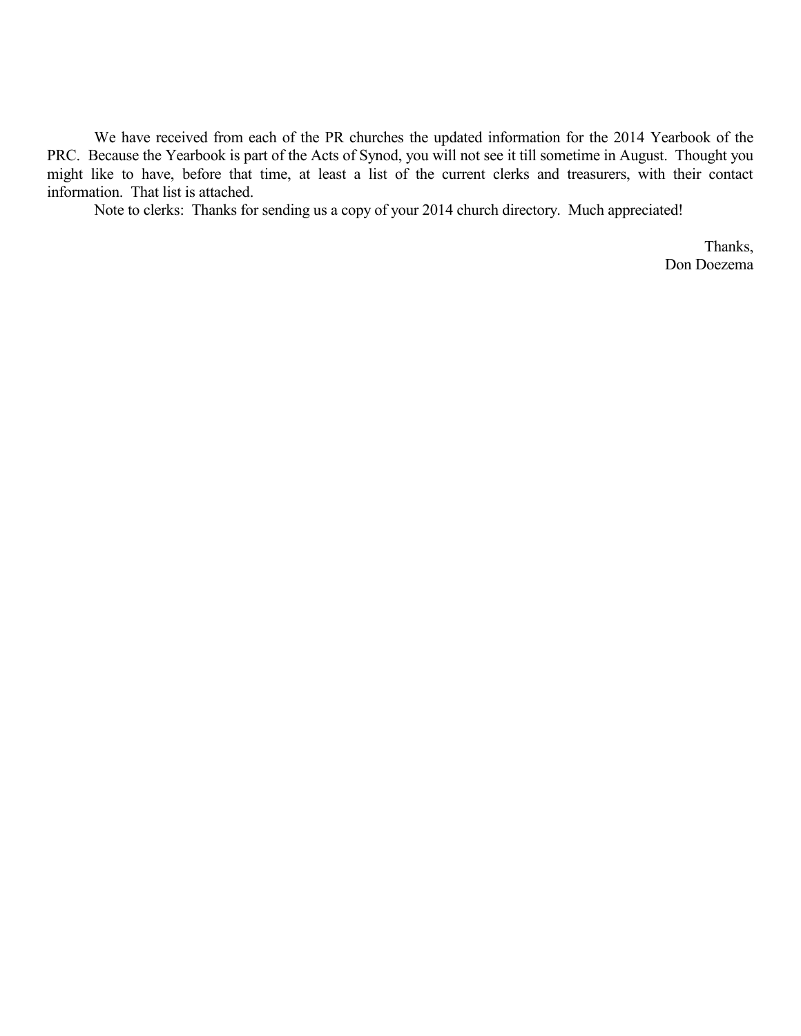We have received from each of the PR churches the updated information for the 2014 Yearbook of the PRC. Because the Yearbook is part of the Acts of Synod, you will not see it till sometime in August. Thought you might like to have, before that time, at least a list of the current clerks and treasurers, with their contact information. That list is attached.

Note to clerks: Thanks for sending us a copy of your 2014 church directory. Much appreciated!

Thanks,
Don Doezema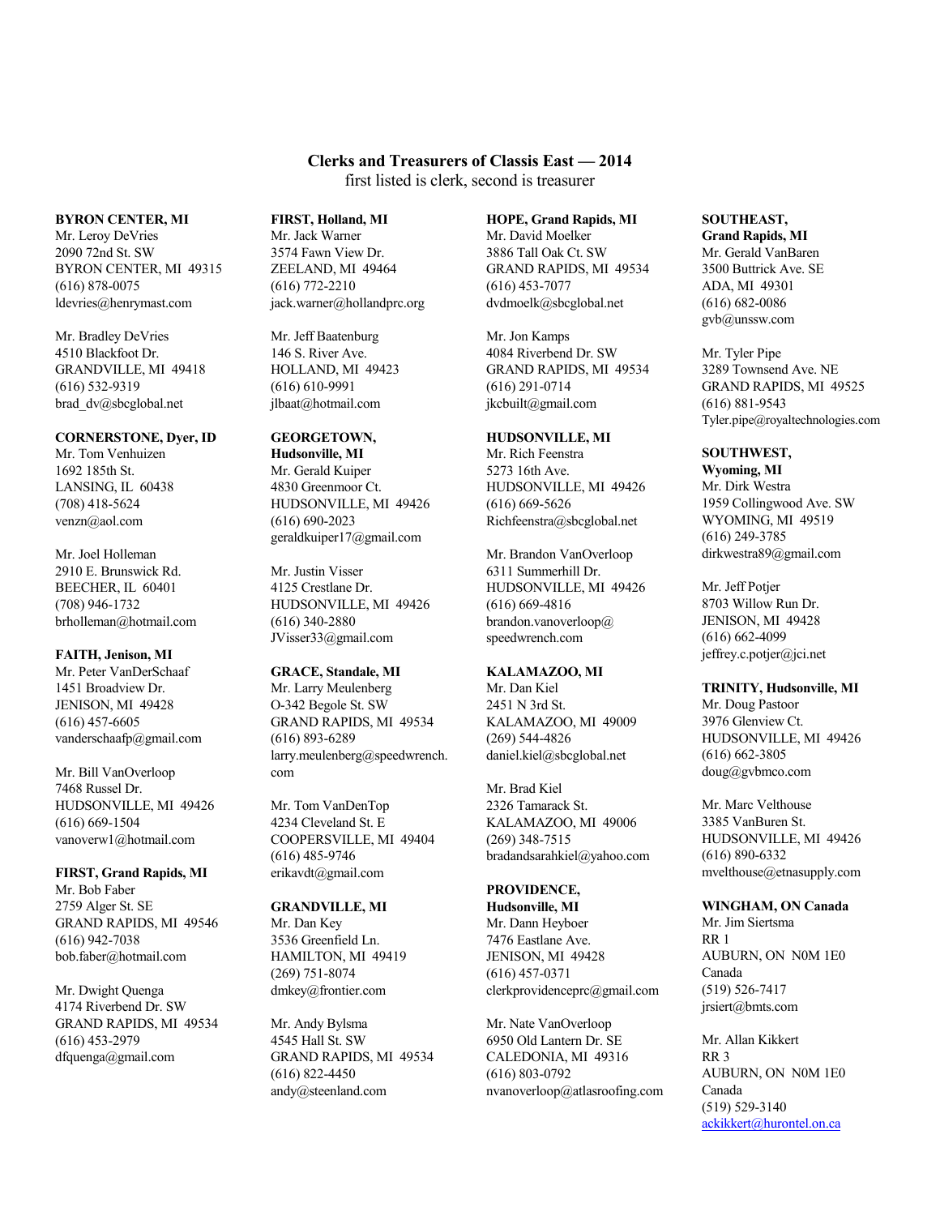**Clerks and Treasurers of Classis East — 2014**

first listed is clerk, second is treasurer

**BYRON CENTER, MI**

Mr. Leroy DeVries
2090 72nd St. SW
BYRON CENTER, MI 49315
(616) 878-0075
ldevries@henrymast.com

Mr. Bradley DeVries
4510 Blackfoot Dr.
GRANDVILLE, MI 49418
(616) 532-9319
brad_dv@sbcglobal.net

**CORNERSTONE, Dyer, ID**

Mr. Tom Venhuizen
1692 185th St.
LANSING, IL 60438
(708) 418-5624
venzn@aol.com

Mr. Joel Holleman
2910 E. Brunswick Rd.
BEECHER, IL 60401
(708) 946-1732
brholleman@hotmail.com

**FAITH, Jenison, MI**

Mr. Peter VanDerSchaaf
1451 Broadview Dr.
JENISON, MI 49428
(616) 457-6605
vanderschaafp@gmail.com

Mr. Bill VanOverloop
7468 Russel Dr.
HUDSONVILLE, MI 49426
(616) 669-1504
vanoverw1@hotmail.com

**FIRST, Grand Rapids, MI**

Mr. Bob Faber
2759 Alger St. SE
GRAND RAPIDS, MI 49546
(616) 942-7038
bob.faber@hotmail.com

Mr. Dwight Quenga
4174 Riverbend Dr. SW
GRAND RAPIDS, MI 49534
(616) 453-2979
dfquenga@gmail.com

**FIRST, Holland, MI**

Mr. Jack Warner
3574 Fawn View Dr.
ZEELAND, MI 49464
(616) 772-2210
jack.warner@hollandprc.org

Mr. Jeff Baatenburg
146 S. River Ave.
HOLLAND, MI 49423
(616) 610-9991
jlbaat@hotmail.com

**GEORGETOWN, Hudsonville, MI**

Mr. Gerald Kuiper
4830 Greenmoor Ct.
HUDSONVILLE, MI 49426
(616) 690-2023
geraldkuiper17@gmail.com

Mr. Justin Visser
4125 Crestlane Dr.
HUDSONVILLE, MI 49426
(616) 340-2880
JVisser33@gmail.com

**GRACE, Standale, MI**

Mr. Larry Meulenberg
O-342 Begole St. SW
GRAND RAPIDS, MI 49534
(616) 893-6289
larry.meulenberg@speedwrench.com

Mr. Tom VanDenTop
4234 Cleveland St. E
COOPERSVILLE, MI 49404
(616) 485-9746
erikavdt@gmail.com

**GRANDVILLE, MI**

Mr. Dan Key
3536 Greenfield Ln.
HAMILTON, MI 49419
(269) 751-8074
dmkey@frontier.com

Mr. Andy Bylsma
4545 Hall St. SW
GRAND RAPIDS, MI 49534
(616) 822-4450
andy@steenland.com

**HOPE, Grand Rapids, MI**

Mr. David Moelker
3886 Tall Oak Ct. SW
GRAND RAPIDS, MI 49534
(616) 453-7077
dvdmoelk@sbcglobal.net

Mr. Jon Kamps
4084 Riverbend Dr. SW
GRAND RAPIDS, MI 49534
(616) 291-0714
jkcbuilt@gmail.com

**HUDSONVILLE, MI**

Mr. Rich Feenstra
5273 16th Ave.
HUDSONVILLE, MI 49426
(616) 669-5626
Richfeenstra@sbcglobal.net

Mr. Brandon VanOverloop
6311 Summerhill Dr.
HUDSONVILLE, MI 49426
(616) 669-4816
brandon.vanoverloop@speedwrench.com

**KALAMAZOO, MI**

Mr. Dan Kiel
2451 N 3rd St.
KALAMAZOO, MI 49009
(269) 544-4826
daniel.kiel@sbcglobal.net

Mr. Brad Kiel
2326 Tamarack St.
KALAMAZOO, MI 49006
(269) 348-7515
bradandsarahkiel@yahoo.com

**PROVIDENCE, Hudsonville, MI**

Mr. Dann Heyboer
7476 Eastlane Ave.
JENISON, MI 49428
(616) 457-0371
clerkprovidenceprc@gmail.com

Mr. Nate VanOverloop
6950 Old Lantern Dr. SE
CALEDONIA, MI 49316
(616) 803-0792
nvanoverloop@atlasroofing.com

**SOUTHEAST, Grand Rapids, MI**

Mr. Gerald VanBaren
3500 Buttrick Ave. SE
ADA, MI 49301
(616) 682-0086
gvb@unssw.com

Mr. Tyler Pipe
3289 Townsend Ave. NE
GRAND RAPIDS, MI 49525
(616) 881-9543
Tyler.pipe@royaltechnologies.com

**SOUTHWEST, Wyoming, MI**

Mr. Dirk Westra
1959 Collingwood Ave. SW
WYOMING, MI 49519
(616) 249-3785
dirkwestra89@gmail.com

Mr. Jeff Potjer
8703 Willow Run Dr.
JENISON, MI 49428
(616) 662-4099
jeffrey.c.potjer@jci.net

**TRINITY, Hudsonville, MI**

Mr. Doug Pastoor
3976 Glenview Ct.
HUDSONVILLE, MI 49426
(616) 662-3805
doug@gvbmco.com

Mr. Marc Velthouse
3385 VanBuren St.
HUDSONVILLE, MI 49426
(616) 890-6332
mvelthouse@etnasupply.com

**WINGHAM, ON Canada**

Mr. Jim Siertsma
RR 1
AUBURN, ON N0M 1E0
Canada
(519) 526-7417
jrsiert@bmts.com

Mr. Allan Kikkert
RR 3
AUBURN, ON N0M 1E0
Canada
(519) 529-3140
ackikkert@hurontel.on.ca